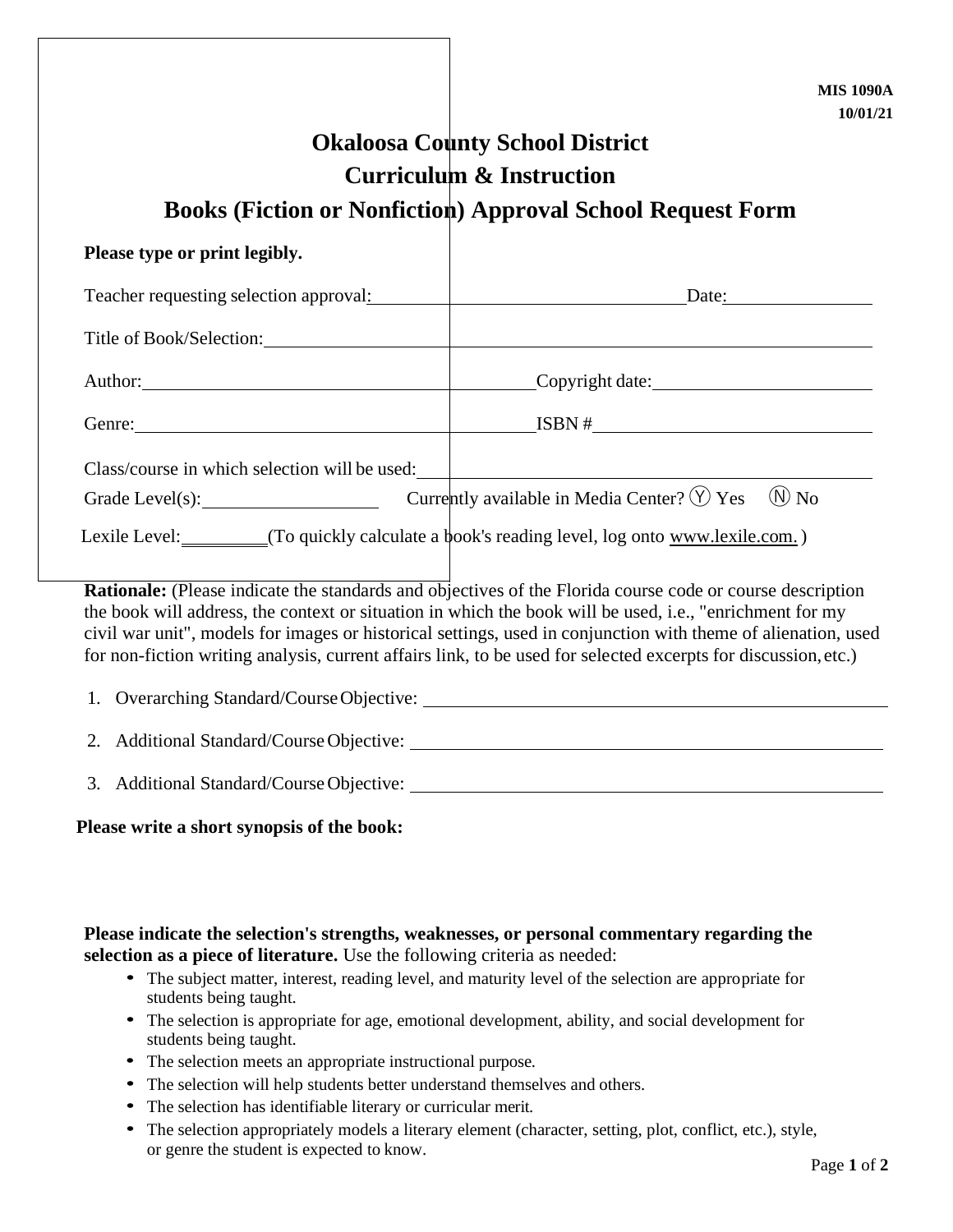MIS 1090A
10/01/21

# Okaloosa County School District
## Curriculum & Instruction
## Books (Fiction or Nonfiction) Approval School Request Form

**Please type or print legibly.**

Teacher requesting selection approval: ______________________________ Date: ______________

Title of Book/Selection: ______________________________________________

Author: ______________________________ Copyright date: ______________________

Genre: ______________________________ ISBN # ____________________________

Class/course in which selection will be used: ______________________________

Grade Level(s): __________________ Currently available in Media Center? Ⓨ Yes Ⓝ No

Lexile Level: ________ (To quickly calculate a book's reading level, log onto www.lexile.com. )

**Rationale:** (Please indicate the standards and objectives of the Florida course code or course description the book will address, the context or situation in which the book will be used, i.e., "enrichment for my civil war unit", models for images or historical settings, used in conjunction with theme of alienation, used for non-fiction writing analysis, current affairs link, to be used for selected excerpts for discussion, etc.)

1. Overarching Standard/Course Objective: ______________________________
2. Additional Standard/Course Objective: ______________________________
3. Additional Standard/Course Objective: ______________________________

**Please write a short synopsis of the book:**

**Please indicate the selection's strengths, weaknesses, or personal commentary regarding the selection as a piece of literature.** Use the following criteria as needed:

- The subject matter, interest, reading level, and maturity level of the selection are appropriate for students being taught.
- The selection is appropriate for age, emotional development, ability, and social development for students being taught.
- The selection meets an appropriate instructional purpose.
- The selection will help students better understand themselves and others.
- The selection has identifiable literary or curricular merit.
- The selection appropriately models a literary element (character, setting, plot, conflict, etc.), style, or genre the student is expected to know.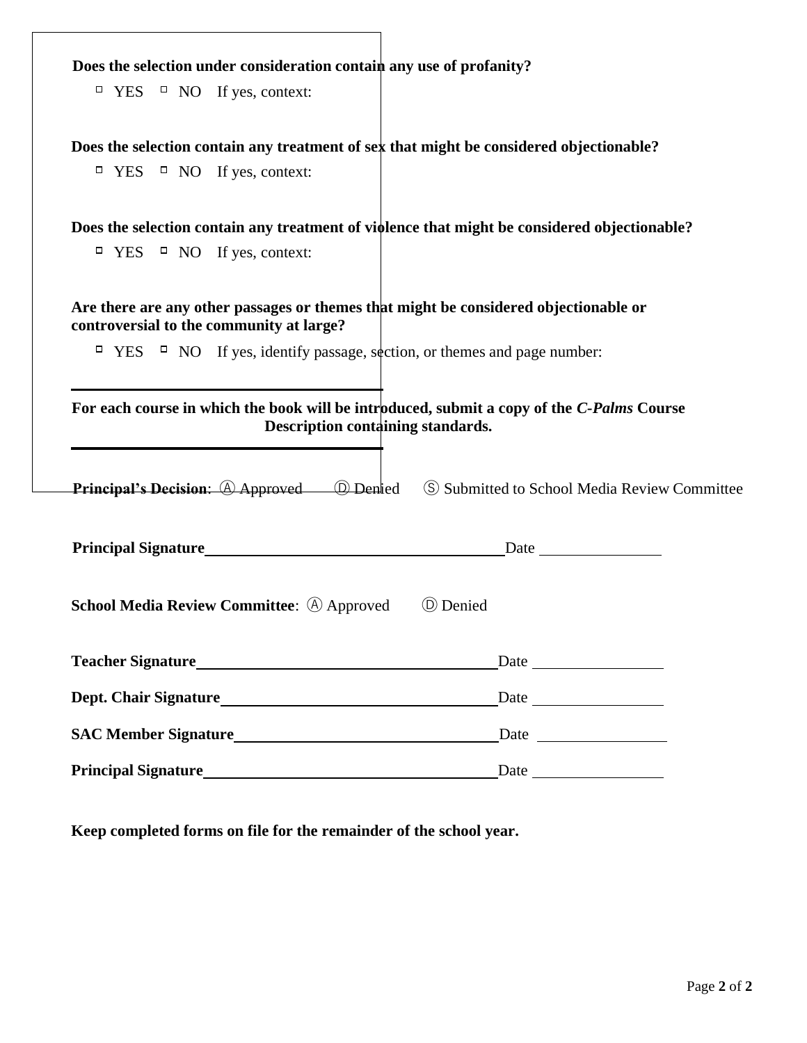**Does the selection under consideration contain any use of profanity?**

□ YES □ NO If yes, context:

**Does the selection contain any treatment of sex that might be considered objectionable?**

□ YES □ NO If yes, context:

**Does the selection contain any treatment of violence that might be considered objectionable?**

□ YES □ NO If yes, context:

**Are there are any other passages or themes that might be considered objectionable or controversial to the community at large?**

□ YES □ NO If yes, identify passage, section, or themes and page number:

---

**For each course in which the book will be introduced, submit a copy of the *C-Palms* Course Description containing standards.**

---

**Principal's Decision**: Ⓐ Approved Ⓓ Denied Ⓢ Submitted to School Media Review Committee

**Principal Signature**\_\_\_\_\_\_\_\_\_\_\_\_\_\_\_\_\_\_\_\_\_\_\_\_\_\_\_\_\_\_\_\_\_\_\_\_Date \_\_\_\_\_\_\_\_\_\_\_\_\_\_\_

**School Media Review Committee**: Ⓐ Approved Ⓓ Denied

**Teacher Signature**\_\_\_\_\_\_\_\_\_\_\_\_\_\_\_\_\_\_\_\_\_\_\_\_\_\_\_\_\_\_\_\_\_\_\_\_Date \_\_\_\_\_\_\_\_\_\_\_\_\_\_\_

**Dept. Chair Signature**\_\_\_\_\_\_\_\_\_\_\_\_\_\_\_\_\_\_\_\_\_\_\_\_\_\_\_\_\_\_\_\_\_Date \_\_\_\_\_\_\_\_\_\_\_\_\_\_\_

**SAC Member Signature**\_\_\_\_\_\_\_\_\_\_\_\_\_\_\_\_\_\_\_\_\_\_\_\_\_\_\_\_\_\_\_\_Date \_\_\_\_\_\_\_\_\_\_\_\_\_\_\_

**Principal Signature**\_\_\_\_\_\_\_\_\_\_\_\_\_\_\_\_\_\_\_\_\_\_\_\_\_\_\_\_\_\_\_\_\_\_\_\_Date \_\_\_\_\_\_\_\_\_\_\_\_\_\_\_

**Keep completed forms on file for the remainder of the school year.**